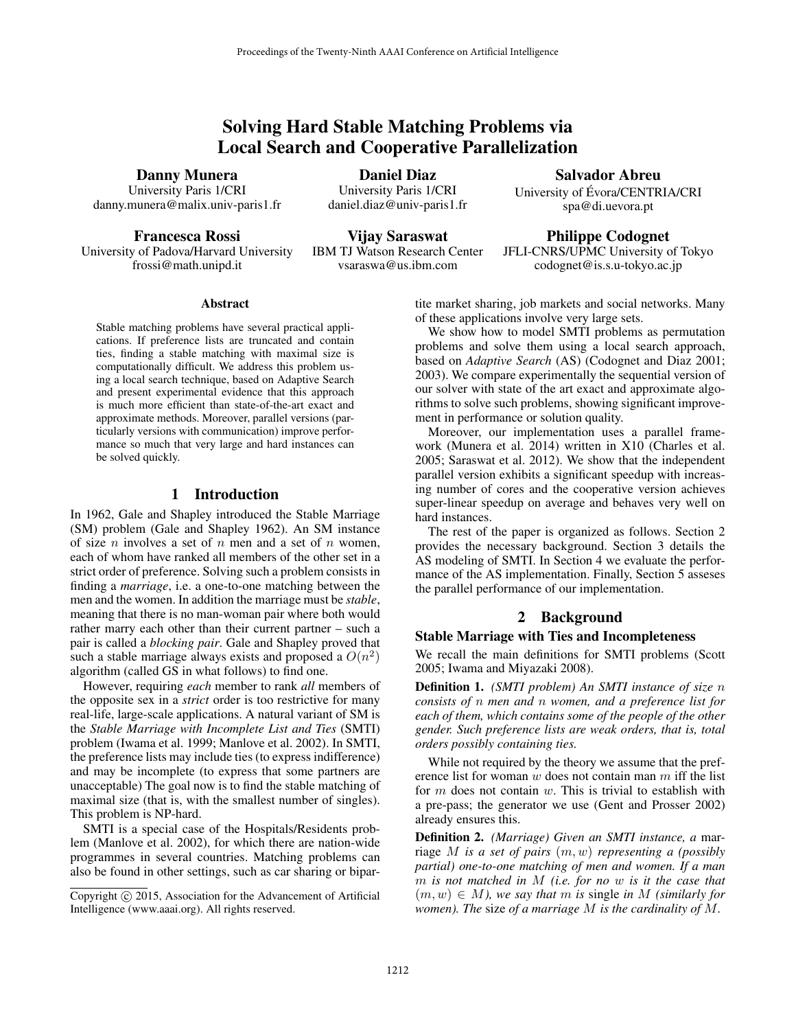# Solving Hard Stable Matching Problems via Local Search and Cooperative Parallelization

**Danny Munera**
University Paris 1/CRI
danny.munera@malix.univ-paris1.fr

**Daniel Diaz**
University Paris 1/CRI
daniel.diaz@univ-paris1.fr

**Salvador Abreu**
University of Évora/CENTRIA/CRI
spa@di.uevora.pt

**Francesca Rossi**
University of Padova/Harvard University
frossi@math.unipd.it

**Vijay Saraswat**
IBM TJ Watson Research Center
vsaraswa@us.ibm.com

**Philippe Codognet**
JFLI-CNRS/UPMC University of Tokyo
codognet@is.s.u-tokyo.ac.jp

### Abstract

Stable matching problems have several practical applications. If preference lists are truncated and contain ties, finding a stable matching with maximal size is computationally difficult. We address this problem using a local search technique, based on Adaptive Search and present experimental evidence that this approach is much more efficient than state-of-the-art exact and approximate methods. Moreover, parallel versions (particularly versions with communication) improve performance so much that very large and hard instances can be solved quickly.

## 1 Introduction

In 1962, Gale and Shapley introduced the Stable Marriage (SM) problem (Gale and Shapley 1962). An SM instance of size $n$ involves a set of $n$ men and a set of $n$ women, each of whom have ranked all members of the other set in a strict order of preference. Solving such a problem consists in finding a *marriage*, i.e. a one-to-one matching between the men and the women. In addition the marriage must be *stable*, meaning that there is no man-woman pair where both would rather marry each other than their current partner – such a pair is called a *blocking pair*. Gale and Shapley proved that such a stable marriage always exists and proposed a $O(n^2)$ algorithm (called GS in what follows) to find one.

However, requiring *each* member to rank *all* members of the opposite sex in a *strict* order is too restrictive for many real-life, large-scale applications. A natural variant of SM is the *Stable Marriage with Incomplete List and Ties* (SMTI) problem (Iwama et al. 1999; Manlove et al. 2002). In SMTI, the preference lists may include ties (to express indifference) and may be incomplete (to express that some partners are unacceptable) The goal now is to find the stable matching of maximal size (that is, with the smallest number of singles). This problem is NP-hard.

SMTI is a special case of the Hospitals/Residents problem (Manlove et al. 2002), for which there are nation-wide programmes in several countries. Matching problems can also be found in other settings, such as car sharing or bipartite market sharing, job markets and social networks. Many of these applications involve very large sets.

We show how to model SMTI problems as permutation problems and solve them using a local search approach, based on *Adaptive Search* (AS) (Codognet and Diaz 2001; 2003). We compare experimentally the sequential version of our solver with state of the art exact and approximate algorithms to solve such problems, showing significant improvement in performance or solution quality.

Moreover, our implementation uses a parallel framework (Munera et al. 2014) written in X10 (Charles et al. 2005; Saraswat et al. 2012). We show that the independent parallel version exhibits a significant speedup with increasing number of cores and the cooperative version achieves super-linear speedup on average and behaves very well on hard instances.

The rest of the paper is organized as follows. Section 2 provides the necessary background. Section 3 details the AS modeling of SMTI. In Section 4 we evaluate the performance of the AS implementation. Finally, Section 5 asseses the parallel performance of our implementation.

## 2 Background

### Stable Marriage with Ties and Incompleteness

We recall the main definitions for SMTI problems (Scott 2005; Iwama and Miyazaki 2008).

**Definition 1.** *(SMTI problem) An SMTI instance of size $n$ consists of $n$ men and $n$ women, and a preference list for each of them, which contains some of the people of the other gender. Such preference lists are weak orders, that is, total orders possibly containing ties.*

While not required by the theory we assume that the preference list for woman $w$ does not contain man $m$ iff the list for $m$ does not contain $w$. This is trivial to establish with a pre-pass; the generator we use (Gent and Prosser 2002) already ensures this.

**Definition 2.** *(Marriage) Given an SMTI instance, a* marriage *$M$ is a set of pairs $(m, w)$ representing a (possibly partial) one-to-one matching of men and women. If a man $m$ is not matched in $M$ (i.e. for no $w$ is it the case that $(m, w) \in M$), we say that $m$ is* single *in $M$ (similarly for women). The* size *of a marriage $M$ is the cardinality of $M$.*

Copyright © 2015, Association for the Advancement of Artificial Intelligence (www.aaai.org). All rights reserved.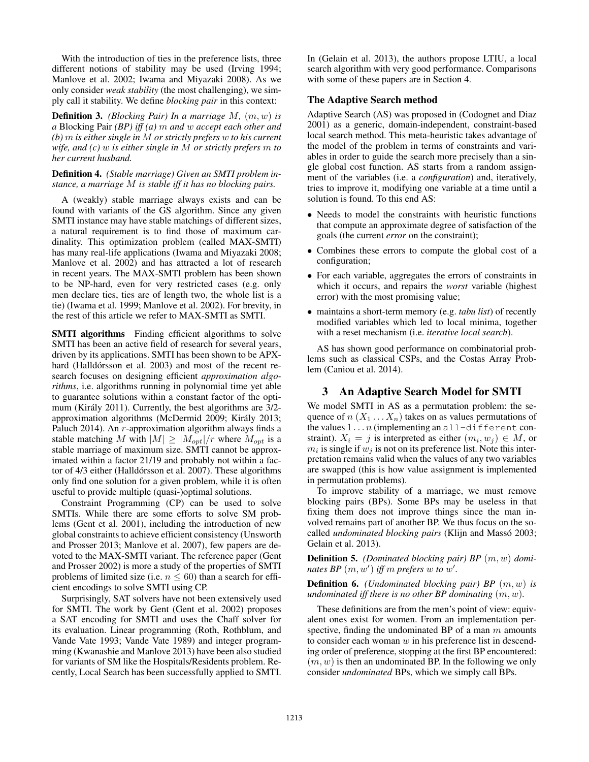With the introduction of ties in the preference lists, three different notions of stability may be used (Irving 1994; Manlove et al. 2002; Iwama and Miyazaki 2008). As we only consider *weak stability* (the most challenging), we simply call it stability. We define *blocking pair* in this context:

**Definition 3.** *(Blocking Pair) In a marriage $M$, $(m, w)$ is a* Blocking Pair *(BP) iff (a) $m$ and $w$ accept each other and (b) $m$ is either single in $M$ or strictly prefers $w$ to his current wife, and (c) $w$ is either single in $M$ or strictly prefers $m$ to her current husband.*

**Definition 4.** *(Stable marriage) Given an SMTI problem instance, a marriage $M$ is stable iff it has no blocking pairs.*

A (weakly) stable marriage always exists and can be found with variants of the GS algorithm. Since any given SMTI instance may have stable matchings of different sizes, a natural requirement is to find those of maximum cardinality. This optimization problem (called MAX-SMTI) has many real-life applications (Iwama and Miyazaki 2008; Manlove et al. 2002) and has attracted a lot of research in recent years. The MAX-SMTI problem has been shown to be NP-hard, even for very restricted cases (e.g. only men declare ties, ties are of length two, the whole list is a tie) (Iwama et al. 1999; Manlove et al. 2002). For brevity, in the rest of this article we refer to MAX-SMTI as SMTI.

**SMTI algorithms** Finding efficient algorithms to solve SMTI has been an active field of research for several years, driven by its applications. SMTI has been shown to be APX-hard (Halldórsson et al. 2003) and most of the recent research focuses on designing efficient *approximation algorithms*, i.e. algorithms running in polynomial time yet able to guarantee solutions within a constant factor of the optimum (Király 2011). Currently, the best algorithms are 3/2-approximation algorithms (McDermid 2009; Király 2013; Paluch 2014). An $r$-approximation algorithm always finds a stable matching $M$ with $|M| \geq |M_{opt}|/r$ where $M_{opt}$ is a stable marriage of maximum size. SMTI cannot be approximated within a factor 21/19 and probably not within a factor of 4/3 either (Halldórsson et al. 2007). These algorithms only find one solution for a given problem, while it is often useful to provide multiple (quasi-)optimal solutions.

Constraint Programming (CP) can be used to solve SMTIs. While there are some efforts to solve SM problems (Gent et al. 2001), including the introduction of new global constraints to achieve efficient consistency (Unsworth and Prosser 2013; Manlove et al. 2007), few papers are devoted to the MAX-SMTI variant. The reference paper (Gent and Prosser 2002) is more a study of the properties of SMTI problems of limited size (i.e. $n \leq 60$) than a search for efficient encodings to solve SMTI using CP.

Surprisingly, SAT solvers have not been extensively used for SMTI. The work by Gent (Gent et al. 2002) proposes a SAT encoding for SMTI and uses the Chaff solver for its evaluation. Linear programming (Roth, Rothblum, and Vande Vate 1993; Vande Vate 1989) and integer programming (Kwanashie and Manlove 2013) have been also studied for variants of SM like the Hospitals/Residents problem. Recently, Local Search has been successfully applied to SMTI. In (Gelain et al. 2013), the authors propose LTIU, a local search algorithm with very good performance. Comparisons with some of these papers are in Section 4.

### The Adaptive Search method

Adaptive Search (AS) was proposed in (Codognet and Diaz 2001) as a generic, domain-independent, constraint-based local search method. This meta-heuristic takes advantage of the model of the problem in terms of constraints and variables in order to guide the search more precisely than a single global cost function. AS starts from a random assignment of the variables (i.e. a *configuration*) and, iteratively, tries to improve it, modifying one variable at a time until a solution is found. To this end AS:

- Needs to model the constraints with heuristic functions that compute an approximate degree of satisfaction of the goals (the current *error* on the constraint);
- Combines these errors to compute the global cost of a configuration;
- For each variable, aggregates the errors of constraints in which it occurs, and repairs the *worst* variable (highest error) with the most promising value;
- maintains a short-term memory (e.g. *tabu list*) of recently modified variables which led to local minima, together with a reset mechanism (i.e. *iterative local search*).

AS has shown good performance on combinatorial problems such as classical CSPs, and the Costas Array Problem (Caniou et al. 2014).

## 3 An Adaptive Search Model for SMTI

We model SMTI in AS as a permutation problem: the sequence of $n$ $(X_1 \ldots X_n)$ takes on as values permutations of the values $1 \ldots n$ (implementing an `all-different` constraint). $X_i = j$ is interpreted as either $(m_i, w_j) \in M$, or $m_i$ is single if $w_j$ is not on its preference list. Note this interpretation remains valid when the values of any two variables are swapped (this is how value assignment is implemented in permutation problems).

To improve stability of a marriage, we must remove blocking pairs (BPs). Some BPs may be useless in that fixing them does not improve things since the man involved remains part of another BP. We thus focus on the so-called *undominated blocking pairs* (Klijn and Massó 2003; Gelain et al. 2013).

**Definition 5.** *(Dominated blocking pair) BP $(m, w)$ dominates BP $(m, w')$ iff $m$ prefers $w$ to $w'$.*

**Definition 6.** *(Undominated blocking pair) BP $(m, w)$ is undominated iff there is no other BP dominating $(m, w)$.*

These definitions are from the men's point of view: equivalent ones exist for women. From an implementation perspective, finding the undominated BP of a man $m$ amounts to consider each woman $w$ in his preference list in descending order of preference, stopping at the first BP encountered: $(m, w)$ is then an undominated BP. In the following we only consider *undominated* BPs, which we simply call BPs.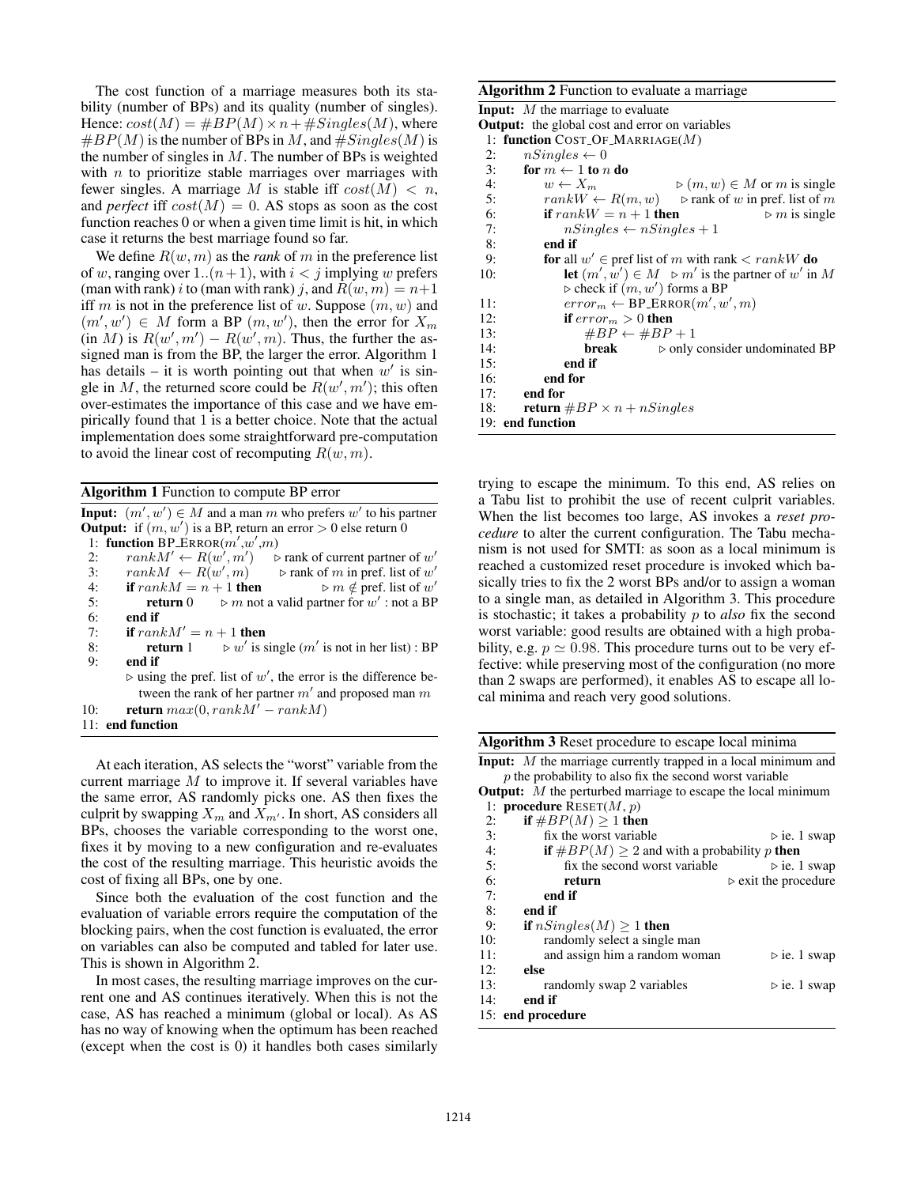The cost function of a marriage measures both its stability (number of BPs) and its quality (number of singles). Hence: $cost(M) = \#BP(M) \times n + \#Singles(M)$, where $\#BP(M)$ is the number of BPs in $M$, and $\#Singles(M)$ is the number of singles in $M$. The number of BPs is weighted with $n$ to prioritize stable marriages over marriages with fewer singles. A marriage $M$ is stable iff $cost(M) < n$, and *perfect* iff $cost(M) = 0$. AS stops as soon as the cost function reaches 0 or when a given time limit is hit, in which case it returns the best marriage found so far.

We define $R(w, m)$ as the *rank* of $m$ in the preference list of $w$, ranging over $1..(n+1)$, with $i < j$ implying $w$ prefers (man with rank) $i$ to (man with rank) $j$, and $R(w, m) = n+1$ iff $m$ is not in the preference list of $w$. Suppose $(m, w)$ and $(m', w') \in M$ form a BP $(m, w')$, then the error for $X_m$ (in $M$) is $R(w', m') - R(w', m)$. Thus, the further the assigned man is from the BP, the larger the error. Algorithm 1 has details – it is worth pointing out that when $w'$ is single in $M$, the returned score could be $R(w', m')$; this often over-estimates the importance of this case and we have empirically found that 1 is a better choice. Note that the actual implementation does some straightforward pre-computation to avoid the linear cost of recomputing $R(w, m)$.

**Algorithm 1** Function to compute BP error

```
Input: (m′,w′) ∈ M and a man m who prefers w′ to his partner
Output: if (m,w′) is a BP, return an error > 0 else return 0
 1: function BP_ERROR(m′,w′,m)
 2:     rankM′ ← R(w′,m′)      ▷ rank of current partner of w′
 3:     rankM ← R(w′,m)        ▷ rank of m in pref. list of w′
 4:     if rankM = n+1 then            ▷ m ∉ pref. list of w′
 5:         return 0     ▷ m not a valid partner for w′ : not a BP
 6:     end if
 7:     if rankM′ = n+1 then
 8:         return 1      ▷ w′ is single (m′ is not in her list) : BP
 9:     end if
        ▷ using the pref. list of w′, the error is the difference be-
          tween the rank of her partner m′ and proposed man m
10:     return max(0, rankM′ − rankM)
11: end function
```

At each iteration, AS selects the "worst" variable from the current marriage $M$ to improve it. If several variables have the same error, AS randomly picks one. AS then fixes the culprit by swapping $X_m$ and $X_{m'}$. In short, AS considers all BPs, chooses the variable corresponding to the worst one, fixes it by moving to a new configuration and re-evaluates the cost of the resulting marriage. This heuristic avoids the cost of fixing all BPs, one by one.

Since both the evaluation of the cost function and the evaluation of variable errors require the computation of the blocking pairs, when the cost function is evaluated, the error on variables can also be computed and tabled for later use. This is shown in Algorithm 2.

In most cases, the resulting marriage improves on the current one and AS continues iteratively. When this is not the case, AS has reached a minimum (global or local). As AS has no way of knowing when the optimum has been reached (except when the cost is 0) it handles both cases similarly trying to escape the minimum. To this end, AS relies on a Tabu list to prohibit the use of recent culprit variables. When the list becomes too large, AS invokes a *reset procedure* to alter the current configuration. The Tabu mechanism is not used for SMTI: as soon as a local minimum is reached a customized reset procedure is invoked which basically tries to fix the 2 worst BPs and/or to assign a woman to a single man, as detailed in Algorithm 3. This procedure is stochastic; it takes a probability $p$ to *also* fix the second worst variable: good results are obtained with a high probability, e.g. $p \simeq 0.98$. This procedure turns out to be very effective: while preserving most of the configuration (no more than 2 swaps are performed), it enables AS to escape all local minima and reach very good solutions.

**Algorithm 2** Function to evaluate a marriage

```
Input: M the marriage to evaluate
Output: the global cost and error on variables
 1: function COST_OF_MARRIAGE(M)
 2:     nSingles ← 0
 3:     for m ← 1 to n do
 4:         w ← X_m                  ▷ (m,w) ∈ M or m is single
 5:         rankW ← R(m,w)     ▷ rank of w in pref. list of m
 6:         if rankW = n+1 then                  ▷ m is single
 7:             nSingles ← nSingles + 1
 8:         end if
 9:         for all w′ ∈ pref list of m with rank < rankW do
10:             let (m′,w′) ∈ M  ▷ m′ is the partner of w′ in M
                ▷ check if (m,w′) forms a BP
11:             error_m ← BP_ERROR(m′,w′,m)
12:             if error_m > 0 then
13:                 #BP ← #BP + 1
14:                 break     ▷ only consider undominated BP
15:             end if
16:         end for
17:     end for
18:     return #BP × n + nSingles
19: end function
```

**Algorithm 3** Reset procedure to escape local minima

```
Input: M the marriage currently trapped in a local minimum and
       p the probability to also fix the second worst variable
Output: M the perturbed marriage to escape the local minimum
 1: procedure RESET(M, p)
 2:     if #BP(M) ≥ 1 then
 3:         fix the worst variable                    ▷ ie. 1 swap
 4:         if #BP(M) ≥ 2 and with a probability p then
 5:             fix the second worst variable         ▷ ie. 1 swap
 6:             return                      ▷ exit the procedure
 7:         end if
 8:     end if
 9:     if nSingles(M) ≥ 1 then
10:         randomly select a single man
11:         and assign him a random woman             ▷ ie. 1 swap
12:     else
13:         randomly swap 2 variables                 ▷ ie. 1 swap
14:     end if
15: end procedure
```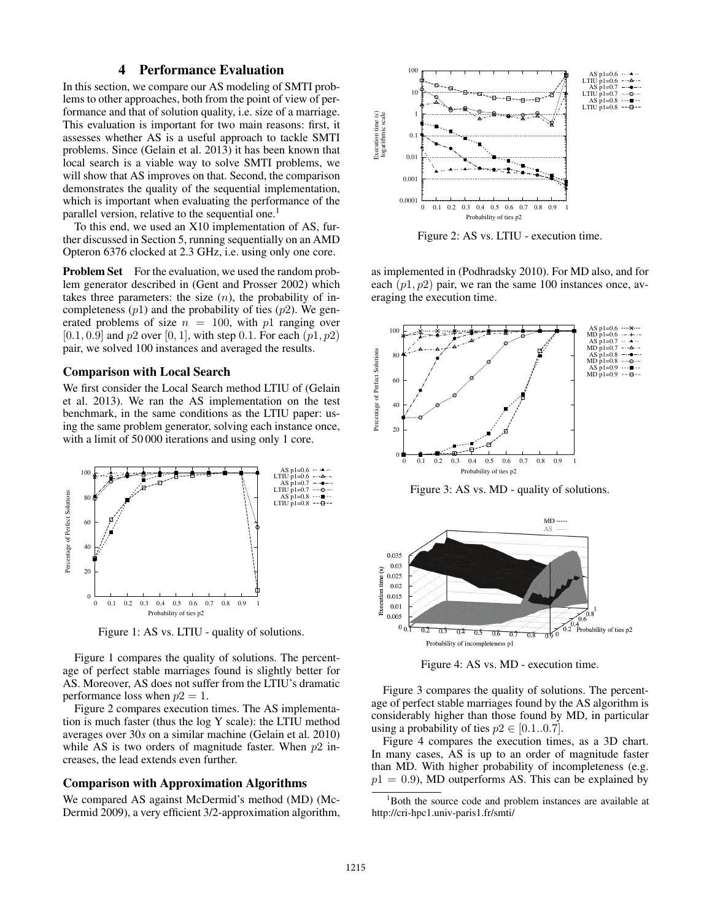## 4 Performance Evaluation

In this section, we compare our AS modeling of SMTI problems to other approaches, both from the point of view of performance and that of solution quality, i.e. size of a marriage. This evaluation is important for two main reasons: first, it assesses whether AS is a useful approach to tackle SMTI problems. Since (Gelain et al. 2013) it has been known that local search is a viable way to solve SMTI problems, we will show that AS improves on that. Second, the comparison demonstrates the quality of the sequential implementation, which is important when evaluating the performance of the parallel version, relative to the sequential one.[1]

To this end, we used an X10 implementation of AS, further discussed in Section 5, running sequentially on an AMD Opteron 6376 clocked at 2.3 GHz, i.e. using only one core.

**Problem Set** For the evaluation, we used the random problem generator described in (Gent and Prosser 2002) which takes three parameters: the size ($n$), the probability of incompleteness ($p1$) and the probability of ties ($p2$). We generated problems of size $n = 100$, with $p1$ ranging over $[0.1, 0.9]$ and $p2$ over $[0, 1]$, with step 0.1. For each $(p1, p2)$ pair, we solved 100 instances and averaged the results.

### Comparison with Local Search

We first consider the Local Search method LTIU of (Gelain et al. 2013). We ran the AS implementation on the test benchmark, in the same conditions as the LTIU paper: using the same problem generator, solving each instance once, with a limit of 50 000 iterations and using only 1 core.

Figure 1: AS vs. LTIU - quality of solutions.

Figure 1 compares the quality of solutions. The percentage of perfect stable marriages found is slightly better for AS. Moreover, AS does not suffer from the LTIU's dramatic performance loss when $p2 = 1$.

Figure 2 compares execution times. The AS implementation is much faster (thus the log Y scale): the LTIU method averages over 30$s$ on a similar machine (Gelain et al. 2010) while AS is two orders of magnitude faster. When $p2$ increases, the lead extends even further.

### Comparison with Approximation Algorithms

We compared AS against McDermid's method (MD) (McDermid 2009), a very efficient 3/2-approximation algorithm,

Figure 2: AS vs. LTIU - execution time.

as implemented in (Podhradsky 2010). For MD also, and for each $(p1, p2)$ pair, we ran the same 100 instances once, averaging the execution time.

Figure 3: AS vs. MD - quality of solutions.

Figure 4: AS vs. MD - execution time.

Figure 3 compares the quality of solutions. The percentage of perfect stable marriages found by the AS algorithm is considerably higher than those found by MD, in particular using a probability of ties $p2 \in [0.1..0.7]$.

Figure 4 compares the execution times, as a 3D chart. In many cases, AS is up to an order of magnitude faster than MD. With higher probability of incompleteness (e.g. $p1 = 0.9$), MD outperforms AS. This can be explained by

[1] Both the source code and problem instances are available at http://cri-hpc1.univ-paris1.fr/smti/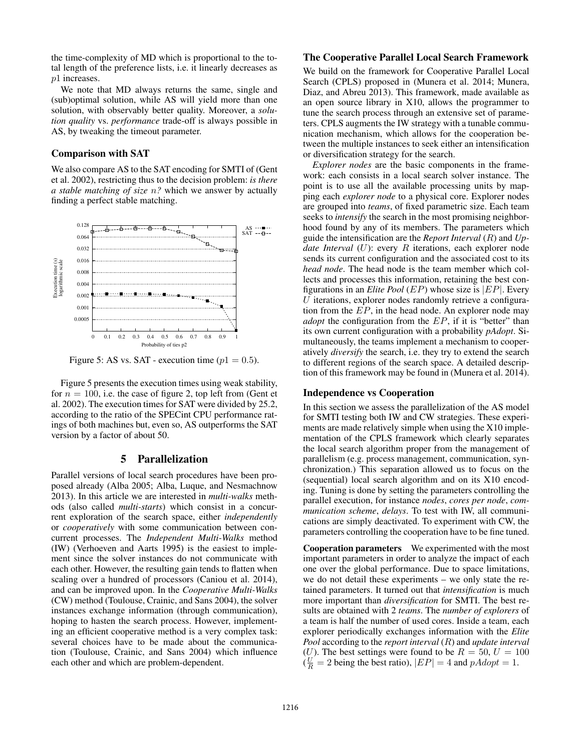the time-complexity of MD which is proportional to the total length of the preference lists, i.e. it linearly decreases as $p1$ increases.

We note that MD always returns the same, single and (sub)optimal solution, while AS will yield more than one solution, with observably better quality. Moreover, a *solution quality* vs. *performance* trade-off is always possible in AS, by tweaking the timeout parameter.

### Comparison with SAT

We also compare AS to the SAT encoding for SMTI of (Gent et al. 2002), restricting thus to the decision problem: *is there a stable matching of size $n$?* which we answer by actually finding a perfect stable matching.

Figure 5: AS vs. SAT - execution time ($p1 = 0.5$).

Figure 5 presents the execution times using weak stability, for $n = 100$, i.e. the case of figure 2, top left from (Gent et al. 2002). The execution times for SAT were divided by 25.2, according to the ratio of the SPECint CPU performance ratings of both machines but, even so, AS outperforms the SAT version by a factor of about 50.

## 5 Parallelization

Parallel versions of local search procedures have been proposed already (Alba 2005; Alba, Luque, and Nesmachnow 2013). In this article we are interested in *multi-walks* methods (also called *multi-starts*) which consist in a concurrent exploration of the search space, either *independently* or *cooperatively* with some communication between concurrent processes. The *Independent Multi-Walks* method (IW) (Verhoeven and Aarts 1995) is the easiest to implement since the solver instances do not communicate with each other. However, the resulting gain tends to flatten when scaling over a hundred of processors (Caniou et al. 2014), and can be improved upon. In the *Cooperative Multi-Walks* (CW) method (Toulouse, Crainic, and Sans 2004), the solver instances exchange information (through communication), hoping to hasten the search process. However, implementing an efficient cooperative method is a very complex task: several choices have to be made about the communication (Toulouse, Crainic, and Sans 2004) which influence each other and which are problem-dependent.

### The Cooperative Parallel Local Search Framework

We build on the framework for Cooperative Parallel Local Search (CPLS) proposed in (Munera et al. 2014; Munera, Diaz, and Abreu 2013). This framework, made available as an open source library in X10, allows the programmer to tune the search process through an extensive set of parameters. CPLS augments the IW strategy with a tunable communication mechanism, which allows for the cooperation between the multiple instances to seek either an intensification or diversification strategy for the search.

*Explorer nodes* are the basic components in the framework: each consists in a local search solver instance. The point is to use all the available processing units by mapping each *explorer node* to a physical core. Explorer nodes are grouped into *teams*, of fixed parametric size. Each team seeks to *intensify* the search in the most promising neighborhood found by any of its members. The parameters which guide the intensification are the *Report Interval* ($R$) and *Update Interval* ($U$): every $R$ iterations, each explorer node sends its current configuration and the associated cost to its *head node*. The head node is the team member which collects and processes this information, retaining the best configurations in an *Elite Pool* ($EP$) whose size is $|EP|$. Every $U$ iterations, explorer nodes randomly retrieve a configuration from the $EP$, in the head node. An explorer node may *adopt* the configuration from the $EP$, if it is "better" than its own current configuration with a probability *pAdopt*. Simultaneously, the teams implement a mechanism to cooperatively *diversify* the search, i.e. they try to extend the search to different regions of the search space. A detailed description of this framework may be found in (Munera et al. 2014).

### Independence vs Cooperation

In this section we assess the parallelization of the AS model for SMTI testing both IW and CW strategies. These experiments are made relatively simple when using the X10 implementation of the CPLS framework which clearly separates the local search algorithm proper from the management of parallelism (e.g. process management, communication, synchronization.) This separation allowed us to focus on the (sequential) local search algorithm and on its X10 encoding. Tuning is done by setting the parameters controlling the parallel execution, for instance *nodes*, *cores per node*, *communication scheme*, *delays*. To test with IW, all communications are simply deactivated. To experiment with CW, the parameters controlling the cooperation have to be fine tuned.

**Cooperation parameters** We experimented with the most important parameters in order to analyze the impact of each one over the global performance. Due to space limitations, we do not detail these experiments – we only state the retained parameters. It turned out that *intensification* is much more important than *diversification* for SMTI. The best results are obtained with 2 *teams*. The *number of explorers* of a team is half the number of used cores. Inside a team, each explorer periodically exchanges information with the *Elite Pool* according to the *report interval* ($R$) and *update interval* ($U$). The best settings were found to be $R = 50$, $U = 100$ ($\frac{U}{R} = 2$ being the best ratio), $|EP| = 4$ and $pAdopt = 1$.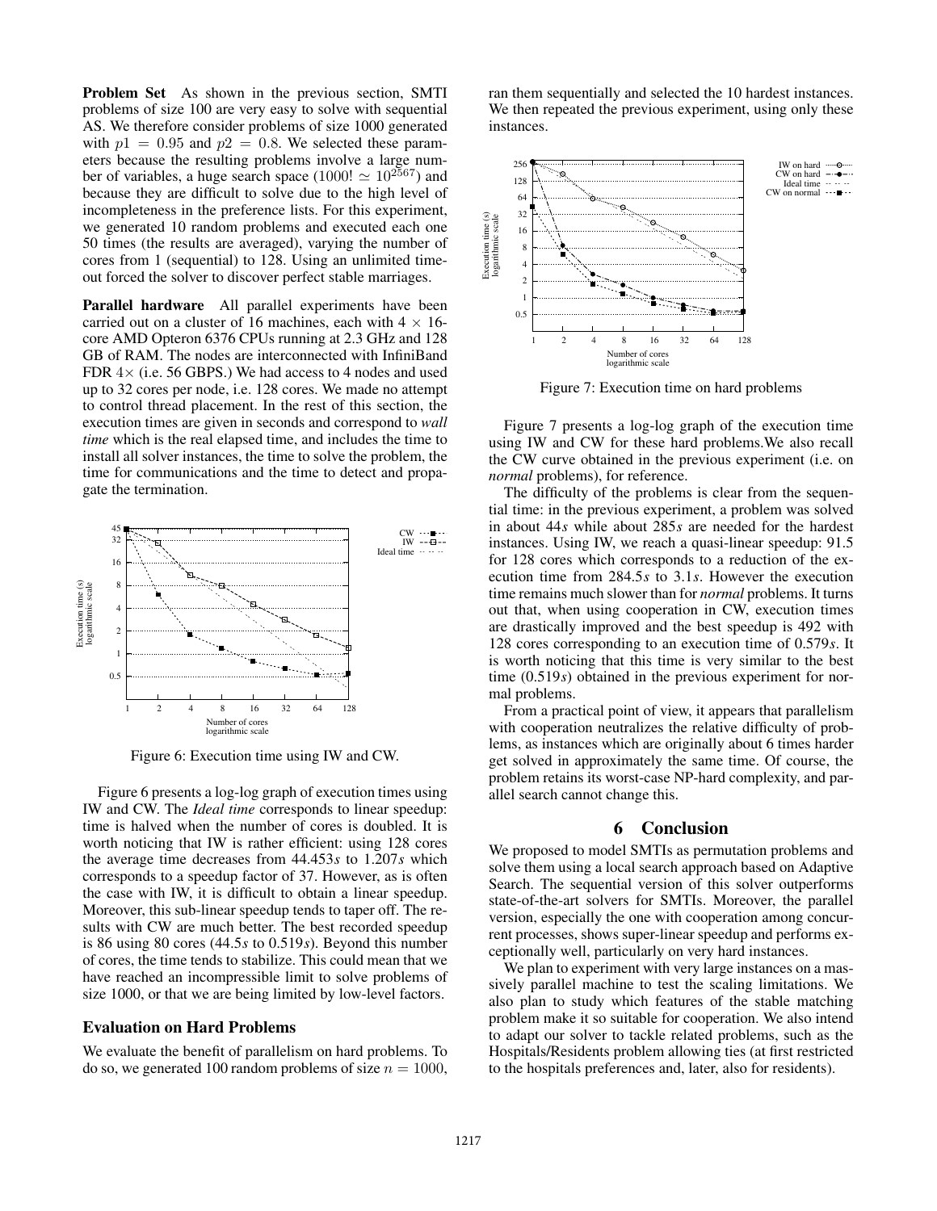**Problem Set** As shown in the previous section, SMTI problems of size 100 are very easy to solve with sequential AS. We therefore consider problems of size 1000 generated with $p1 = 0.95$ and $p2 = 0.8$. We selected these parameters because the resulting problems involve a large number of variables, a huge search space ($1000! \simeq 10^{2567}$) and because they are difficult to solve due to the high level of incompleteness in the preference lists. For this experiment, we generated 10 random problems and executed each one 50 times (the results are averaged), varying the number of cores from 1 (sequential) to 128. Using an unlimited timeout forced the solver to discover perfect stable marriages.

**Parallel hardware** All parallel experiments have been carried out on a cluster of 16 machines, each with $4 \times 16$-core AMD Opteron 6376 CPUs running at 2.3 GHz and 128 GB of RAM. The nodes are interconnected with InfiniBand FDR $4\times$ (i.e. 56 GBPS.) We had access to 4 nodes and used up to 32 cores per node, i.e. 128 cores. We made no attempt to control thread placement. In the rest of this section, the execution times are given in seconds and correspond to *wall time* which is the real elapsed time, and includes the time to install all solver instances, the time to solve the problem, the time for communications and the time to detect and propagate the termination.

Figure 6: Execution time using IW and CW.

Figure 6 presents a log-log graph of execution times using IW and CW. The *Ideal time* corresponds to linear speedup: time is halved when the number of cores is doubled. It is worth noticing that IW is rather efficient: using 128 cores the average time decreases from 44.453$s$ to 1.207$s$ which corresponds to a speedup factor of 37. However, as is often the case with IW, it is difficult to obtain a linear speedup. Moreover, this sub-linear speedup tends to taper off. The results with CW are much better. The best recorded speedup is 86 using 80 cores (44.5$s$ to 0.519$s$). Beyond this number of cores, the time tends to stabilize. This could mean that we have reached an incompressible limit to solve problems of size 1000, or that we are being limited by low-level factors.

### Evaluation on Hard Problems

We evaluate the benefit of parallelism on hard problems. To do so, we generated 100 random problems of size $n = 1000$, ran them sequentially and selected the 10 hardest instances. We then repeated the previous experiment, using only these instances.

Figure 7: Execution time on hard problems

Figure 7 presents a log-log graph of the execution time using IW and CW for these hard problems.We also recall the CW curve obtained in the previous experiment (i.e. on *normal* problems), for reference.

The difficulty of the problems is clear from the sequential time: in the previous experiment, a problem was solved in about 44$s$ while about 285$s$ are needed for the hardest instances. Using IW, we reach a quasi-linear speedup: 91.5 for 128 cores which corresponds to a reduction of the execution time from 284.5$s$ to 3.1$s$. However the execution time remains much slower than for *normal* problems. It turns out that, when using cooperation in CW, execution times are drastically improved and the best speedup is 492 with 128 cores corresponding to an execution time of 0.579$s$. It is worth noticing that this time is very similar to the best time (0.519$s$) obtained in the previous experiment for normal problems.

From a practical point of view, it appears that parallelism with cooperation neutralizes the relative difficulty of problems, as instances which are originally about 6 times harder get solved in approximately the same time. Of course, the problem retains its worst-case NP-hard complexity, and parallel search cannot change this.

## 6 Conclusion

We proposed to model SMTIs as permutation problems and solve them using a local search approach based on Adaptive Search. The sequential version of this solver outperforms state-of-the-art solvers for SMTIs. Moreover, the parallel version, especially the one with cooperation among concurrent processes, shows super-linear speedup and performs exceptionally well, particularly on very hard instances.

We plan to experiment with very large instances on a massively parallel machine to test the scaling limitations. We also plan to study which features of the stable matching problem make it so suitable for cooperation. We also intend to adapt our solver to tackle related problems, such as the Hospitals/Residents problem allowing ties (at first restricted to the hospitals preferences and, later, also for residents).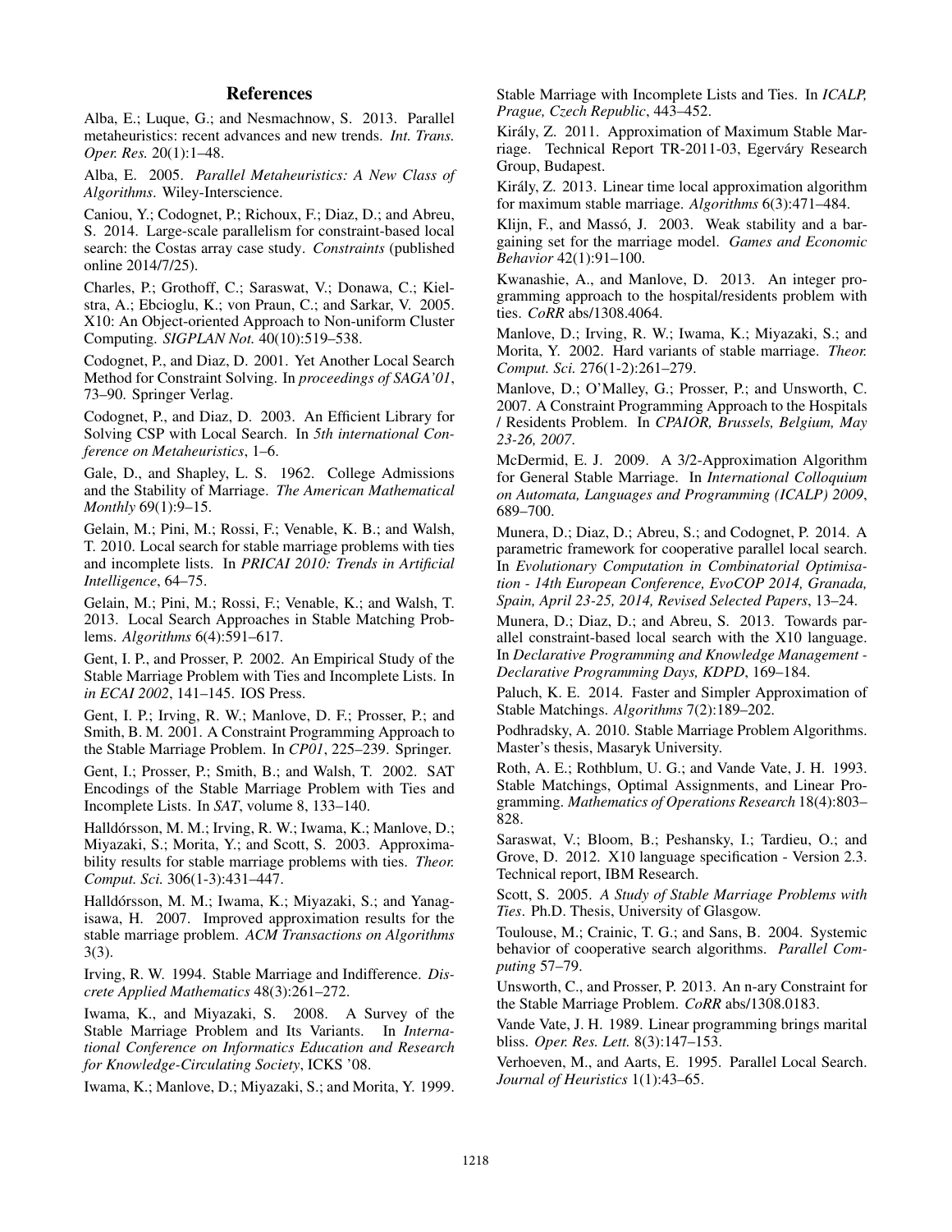## References

Alba, E.; Luque, G.; and Nesmachnow, S. 2013. Parallel metaheuristics: recent advances and new trends. *Int. Trans. Oper. Res.* 20(1):1–48.

Alba, E. 2005. *Parallel Metaheuristics: A New Class of Algorithms*. Wiley-Interscience.

Caniou, Y.; Codognet, P.; Richoux, F.; Diaz, D.; and Abreu, S. 2014. Large-scale parallelism for constraint-based local search: the Costas array case study. *Constraints* (published online 2014/7/25).

Charles, P.; Grothoff, C.; Saraswat, V.; Donawa, C.; Kielstra, A.; Ebcioglu, K.; von Praun, C.; and Sarkar, V. 2005. X10: An Object-oriented Approach to Non-uniform Cluster Computing. *SIGPLAN Not.* 40(10):519–538.

Codognet, P., and Diaz, D. 2001. Yet Another Local Search Method for Constraint Solving. In *proceedings of SAGA'01*, 73–90. Springer Verlag.

Codognet, P., and Diaz, D. 2003. An Efficient Library for Solving CSP with Local Search. In *5th international Conference on Metaheuristics*, 1–6.

Gale, D., and Shapley, L. S. 1962. College Admissions and the Stability of Marriage. *The American Mathematical Monthly* 69(1):9–15.

Gelain, M.; Pini, M.; Rossi, F.; Venable, K. B.; and Walsh, T. 2010. Local search for stable marriage problems with ties and incomplete lists. In *PRICAI 2010: Trends in Artificial Intelligence*, 64–75.

Gelain, M.; Pini, M.; Rossi, F.; Venable, K.; and Walsh, T. 2013. Local Search Approaches in Stable Matching Problems. *Algorithms* 6(4):591–617.

Gent, I. P., and Prosser, P. 2002. An Empirical Study of the Stable Marriage Problem with Ties and Incomplete Lists. In *in ECAI 2002*, 141–145. IOS Press.

Gent, I. P.; Irving, R. W.; Manlove, D. F.; Prosser, P.; and Smith, B. M. 2001. A Constraint Programming Approach to the Stable Marriage Problem. In *CP01*, 225–239. Springer.

Gent, I.; Prosser, P.; Smith, B.; and Walsh, T. 2002. SAT Encodings of the Stable Marriage Problem with Ties and Incomplete Lists. In *SAT*, volume 8, 133–140.

Halldórsson, M. M.; Irving, R. W.; Iwama, K.; Manlove, D.; Miyazaki, S.; Morita, Y.; and Scott, S. 2003. Approximability results for stable marriage problems with ties. *Theor. Comput. Sci.* 306(1-3):431–447.

Halldórsson, M. M.; Iwama, K.; Miyazaki, S.; and Yanagisawa, H. 2007. Improved approximation results for the stable marriage problem. *ACM Transactions on Algorithms* 3(3).

Irving, R. W. 1994. Stable Marriage and Indifference. *Discrete Applied Mathematics* 48(3):261–272.

Iwama, K., and Miyazaki, S. 2008. A Survey of the Stable Marriage Problem and Its Variants. In *International Conference on Informatics Education and Research for Knowledge-Circulating Society*, ICKS '08.

Iwama, K.; Manlove, D.; Miyazaki, S.; and Morita, Y. 1999. Stable Marriage with Incomplete Lists and Ties. In *ICALP, Prague, Czech Republic*, 443–452.

Király, Z. 2011. Approximation of Maximum Stable Marriage. Technical Report TR-2011-03, Egerváry Research Group, Budapest.

Király, Z. 2013. Linear time local approximation algorithm for maximum stable marriage. *Algorithms* 6(3):471–484.

Klijn, F., and Massó, J. 2003. Weak stability and a bargaining set for the marriage model. *Games and Economic Behavior* 42(1):91–100.

Kwanashie, A., and Manlove, D. 2013. An integer programming approach to the hospital/residents problem with ties. *CoRR* abs/1308.4064.

Manlove, D.; Irving, R. W.; Iwama, K.; Miyazaki, S.; and Morita, Y. 2002. Hard variants of stable marriage. *Theor. Comput. Sci.* 276(1-2):261–279.

Manlove, D.; O'Malley, G.; Prosser, P.; and Unsworth, C. 2007. A Constraint Programming Approach to the Hospitals / Residents Problem. In *CPAIOR, Brussels, Belgium, May 23-26, 2007*.

McDermid, E. J. 2009. A 3/2-Approximation Algorithm for General Stable Marriage. In *International Colloquium on Automata, Languages and Programming (ICALP) 2009*, 689–700.

Munera, D.; Diaz, D.; Abreu, S.; and Codognet, P. 2014. A parametric framework for cooperative parallel local search. In *Evolutionary Computation in Combinatorial Optimisation - 14th European Conference, EvoCOP 2014, Granada, Spain, April 23-25, 2014, Revised Selected Papers*, 13–24.

Munera, D.; Diaz, D.; and Abreu, S. 2013. Towards parallel constraint-based local search with the X10 language. In *Declarative Programming and Knowledge Management - Declarative Programming Days, KDPD*, 169–184.

Paluch, K. E. 2014. Faster and Simpler Approximation of Stable Matchings. *Algorithms* 7(2):189–202.

Podhradsky, A. 2010. Stable Marriage Problem Algorithms. Master's thesis, Masaryk University.

Roth, A. E.; Rothblum, U. G.; and Vande Vate, J. H. 1993. Stable Matchings, Optimal Assignments, and Linear Programming. *Mathematics of Operations Research* 18(4):803–828.

Saraswat, V.; Bloom, B.; Peshansky, I.; Tardieu, O.; and Grove, D. 2012. X10 language specification - Version 2.3. Technical report, IBM Research.

Scott, S. 2005. *A Study of Stable Marriage Problems with Ties*. Ph.D. Thesis, University of Glasgow.

Toulouse, M.; Crainic, T. G.; and Sans, B. 2004. Systemic behavior of cooperative search algorithms. *Parallel Computing* 57–79.

Unsworth, C., and Prosser, P. 2013. An n-ary Constraint for the Stable Marriage Problem. *CoRR* abs/1308.0183.

Vande Vate, J. H. 1989. Linear programming brings marital bliss. *Oper. Res. Lett.* 8(3):147–153.

Verhoeven, M., and Aarts, E. 1995. Parallel Local Search. *Journal of Heuristics* 1(1):43–65.